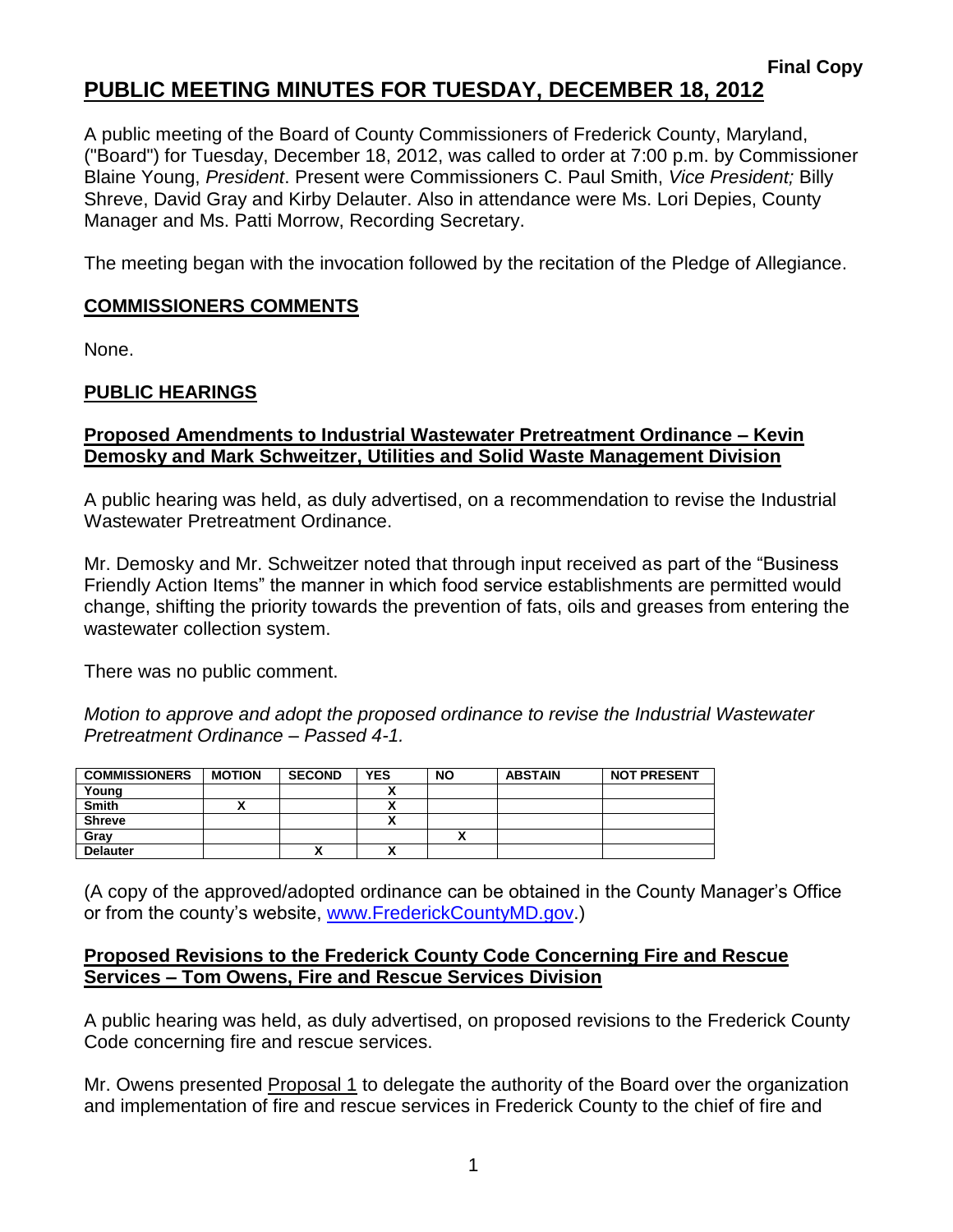**Final Copy**

# PUBLIC MEETING MINUTES FOR TUESDAY, DECEMBER 18, 2012

A public meeting of the Board of County Commissioners of Frederick County, Maryland, ("Board") for Tuesday, December 18, 2012, was called to order at 7:00 p.m. by Commissioner Blaine Young, *President*. Present were Commissioners C. Paul Smith, *Vice President;* Billy Shreve, David Gray and Kirby Delauter. Also in attendance were Ms. Lori Depies, County Manager and Ms. Patti Morrow, Recording Secretary.

The meeting began with the invocation followed by the recitation of the Pledge of Allegiance.

## COMMISSIONERS COMMENTS

None.

## PUBLIC HEARINGS

### Proposed Amendments to Industrial Wastewater Pretreatment Ordinance – Kevin Demosky and Mark Schweitzer, Utilities and Solid Waste Management Division

A public hearing was held, as duly advertised, on a recommendation to revise the Industrial Wastewater Pretreatment Ordinance.

Mr. Demosky and Mr. Schweitzer noted that through input received as part of the "Business Friendly Action Items" the manner in which food service establishments are permitted would change, shifting the priority towards the prevention of fats, oils and greases from entering the wastewater collection system.

There was no public comment.

*Motion to approve and adopt the proposed ordinance to revise the Industrial Wastewater Pretreatment Ordinance – Passed 4-1.*

| COMMISSIONERS | MOTION | SECOND | YES | NO | ABSTAIN | NOT PRESENT |
|---|---|---|---|---|---|---|
| Young | | | X | | | |
| Smith | X | | X | | | |
| Shreve | | | X | | | |
| Gray | | | | X | | |
| Delauter | | X | X | | | |

(A copy of the approved/adopted ordinance can be obtained in the County Manager's Office or from the county's website, www.FrederickCountyMD.gov.)

### Proposed Revisions to the Frederick County Code Concerning Fire and Rescue Services – Tom Owens, Fire and Rescue Services Division

A public hearing was held, as duly advertised, on proposed revisions to the Frederick County Code concerning fire and rescue services.

Mr. Owens presented Proposal 1 to delegate the authority of the Board over the organization and implementation of fire and rescue services in Frederick County to the chief of fire and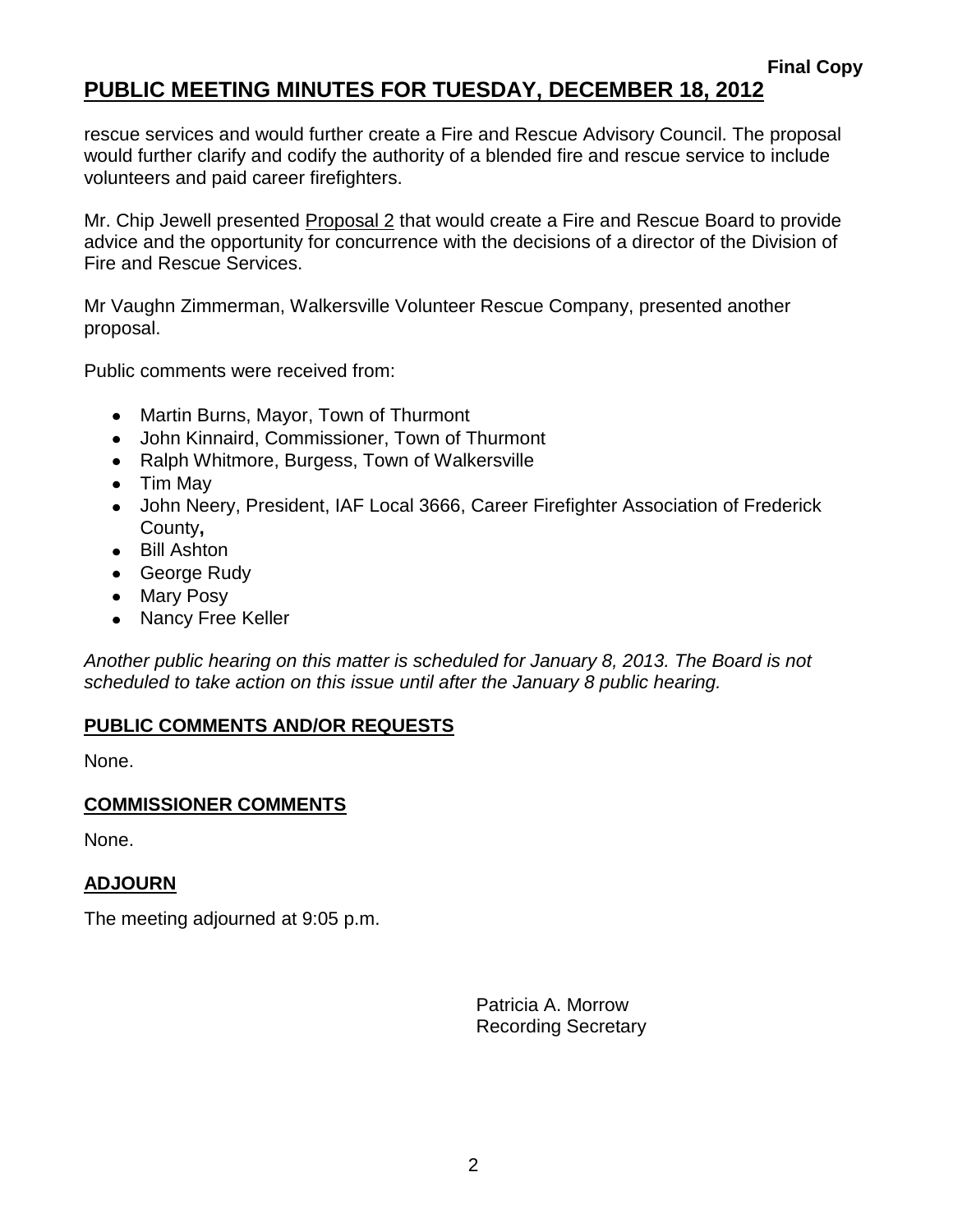rescue services and would further create a Fire and Rescue Advisory Council. The proposal would further clarify and codify the authority of a blended fire and rescue service to include volunteers and paid career firefighters.

Mr. Chip Jewell presented Proposal 2 that would create a Fire and Rescue Board to provide advice and the opportunity for concurrence with the decisions of a director of the Division of Fire and Rescue Services.

Mr Vaughn Zimmerman, Walkersville Volunteer Rescue Company, presented another proposal.

Public comments were received from:

- Martin Burns, Mayor, Town of Thurmont
- John Kinnaird, Commissioner, Town of Thurmont
- Ralph Whitmore, Burgess, Town of Walkersville
- Tim May
- John Neery, President, IAF Local 3666, Career Firefighter Association of Frederick County**,**
- Bill Ashton
- George Rudy
- Mary Posy
- Nancy Free Keller

*Another public hearing on this matter is scheduled for January 8, 2013. The Board is not scheduled to take action on this issue until after the January 8 public hearing.*

## PUBLIC COMMENTS AND/OR REQUESTS

None.

## COMMISSIONER COMMENTS

None.

## ADJOURN

The meeting adjourned at 9:05 p.m.

Patricia A. Morrow
Recording Secretary